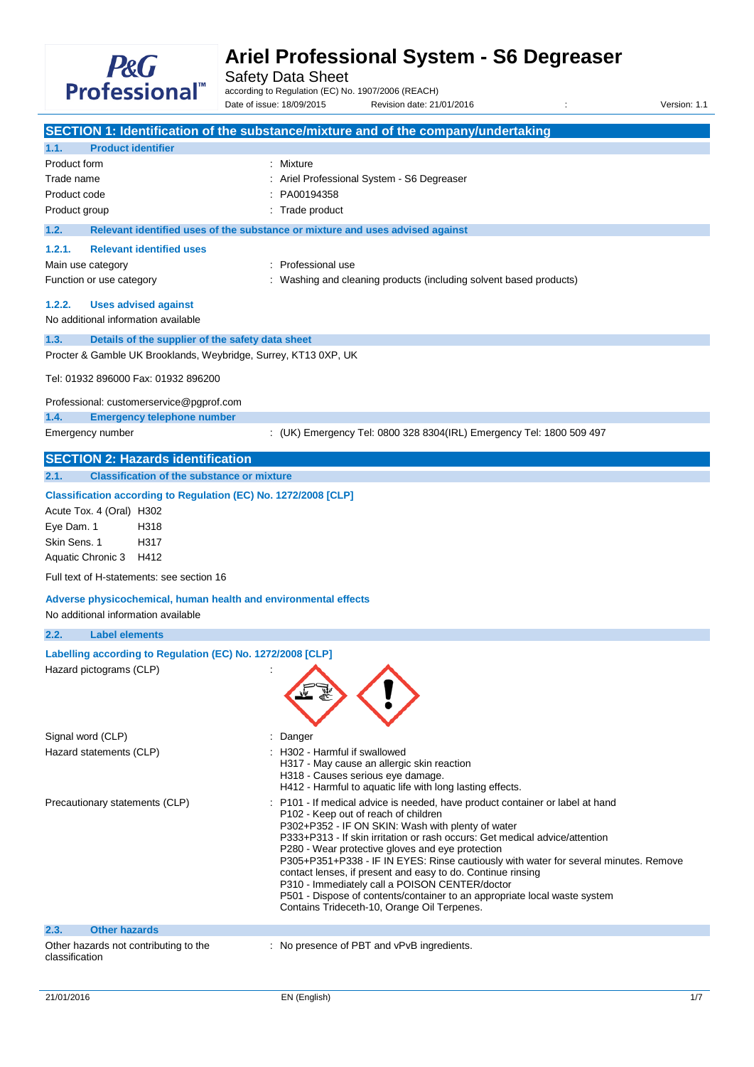# Ariel Professional System - S6 Degreaser

Safety Data Sheet

according to Regulation (EC) No. 1907/2006 (REACH)

Date of issue: 18/09/2015 Revision date: 21/01/2016 : Version: 1.1

## SECTION 1: Identification of the substance/mixture and of the company/undertaking

### 1.1. Product identifier

| | |
|---|---|
| Product form | : Mixture |
| Trade name | : Ariel Professional System - S6 Degreaser |
| Product code | : PA00194358 |
| Product group | : Trade product |

### 1.2. Relevant identified uses of the substance or mixture and uses advised against

#### 1.2.1. Relevant identified uses

| | |
|---|---|
| Main use category | : Professional use |
| Function or use category | : Washing and cleaning products (including solvent based products) |

#### 1.2.2. Uses advised against

No additional information available

### 1.3. Details of the supplier of the safety data sheet

Procter & Gamble UK Brooklands, Weybridge, Surrey, KT13 0XP, UK

Tel: 01932 896000 Fax: 01932 896200

Professional: customerservice@pgprof.com

### 1.4. Emergency telephone number

| | |
|---|---|
| Emergency number | : (UK) Emergency Tel: 0800 328 8304(IRL) Emergency Tel: 1800 509 497 |

## SECTION 2: Hazards identification

### 2.1. Classification of the substance or mixture

**Classification according to Regulation (EC) No. 1272/2008 [CLP]**

| | |
|---|---|
| Acute Tox. 4 (Oral) | H302 |
| Eye Dam. 1 | H318 |
| Skin Sens. 1 | H317 |
| Aquatic Chronic 3 | H412 |

Full text of H-statements: see section 16

**Adverse physicochemical, human health and environmental effects**

No additional information available

### 2.2. Label elements

**Labelling according to Regulation (EC) No. 1272/2008 [CLP]**

Hazard pictograms (CLP) :

Signal word (CLP) : Danger

Hazard statements (CLP) :
- H302 - Harmful if swallowed
- H317 - May cause an allergic skin reaction
- H318 - Causes serious eye damage.
- H412 - Harmful to aquatic life with long lasting effects.

Precautionary statements (CLP) :
- P101 - If medical advice is needed, have product container or label at hand
- P102 - Keep out of reach of children
- P302+P352 - IF ON SKIN: Wash with plenty of water
- P333+P313 - If skin irritation or rash occurs: Get medical advice/attention
- P280 - Wear protective gloves and eye protection
- P305+P351+P338 - IF IN EYES: Rinse cautiously with water for several minutes. Remove contact lenses, if present and easy to do. Continue rinsing
- P310 - Immediately call a POISON CENTER/doctor
- P501 - Dispose of contents/container to an appropriate local waste system

Contains Trideceth-10, Orange Oil Terpenes.

### 2.3. Other hazards

| | |
|---|---|
| Other hazards not contributing to the classification | : No presence of PBT and vPvB ingredients. |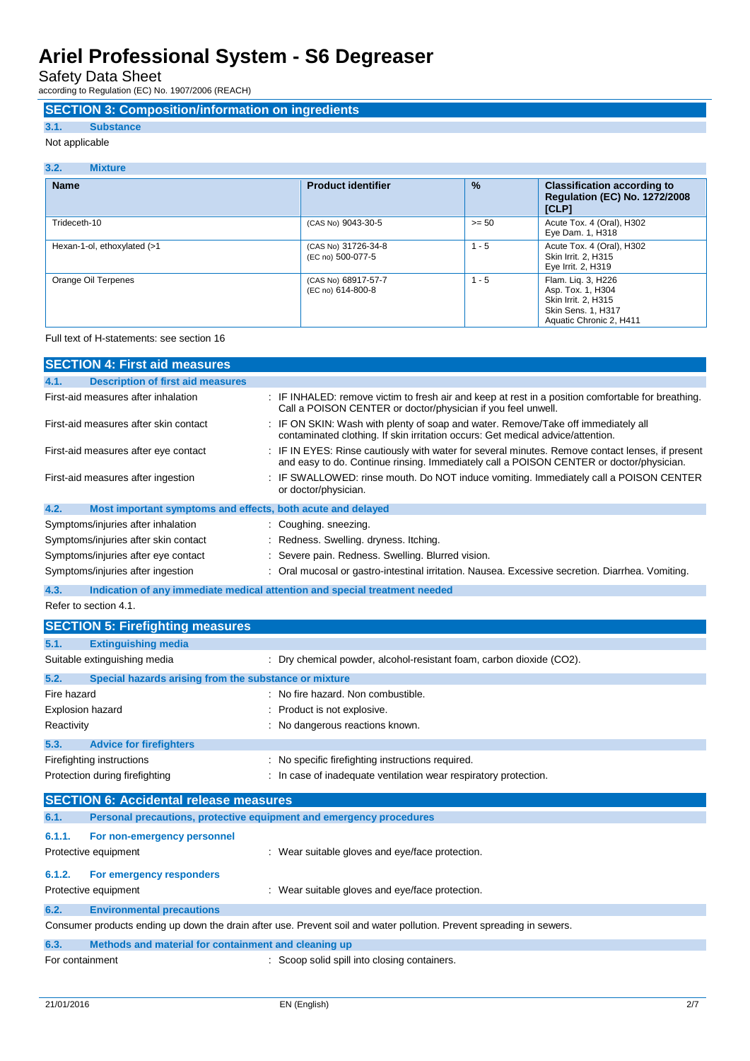## SECTION 3: Composition/information on ingredients

### 3.1. Substance

Not applicable

### 3.2. Mixture

| Name | Product identifier | % | Classification according to Regulation (EC) No. 1272/2008 [CLP] |
|---|---|---|---|
| Trideceth-10 | (CAS No) 9043-30-5 | >= 50 | Acute Tox. 4 (Oral), H302<br>Eye Dam. 1, H318 |
| Hexan-1-ol, ethoxylated (>1 | (CAS No) 31726-34-8<br>(EC no) 500-077-5 | 1 - 5 | Acute Tox. 4 (Oral), H302<br>Skin Irrit. 2, H315<br>Eye Irrit. 2, H319 |
| Orange Oil Terpenes | (CAS No) 68917-57-7<br>(EC no) 614-800-8 | 1 - 5 | Flam. Liq. 3, H226<br>Asp. Tox. 1, H304<br>Skin Irrit. 2, H315<br>Skin Sens. 1, H317<br>Aquatic Chronic 2, H411 |

Full text of H-statements: see section 16

## SECTION 4: First aid measures

### 4.1. Description of first aid measures

First-aid measures after inhalation : IF INHALED: remove victim to fresh air and keep at rest in a position comfortable for breathing. Call a POISON CENTER or doctor/physician if you feel unwell.

First-aid measures after skin contact : IF ON SKIN: Wash with plenty of soap and water. Remove/Take off immediately all contaminated clothing. If skin irritation occurs: Get medical advice/attention.

First-aid measures after eye contact : IF IN EYES: Rinse cautiously with water for several minutes. Remove contact lenses, if present and easy to do. Continue rinsing. Immediately call a POISON CENTER or doctor/physician.

First-aid measures after ingestion : IF SWALLOWED: rinse mouth. Do NOT induce vomiting. Immediately call a POISON CENTER or doctor/physician.

### 4.2. Most important symptoms and effects, both acute and delayed

Symptoms/injuries after inhalation : Coughing. sneezing.

Symptoms/injuries after skin contact : Redness. Swelling. dryness. Itching.

Symptoms/injuries after eye contact : Severe pain. Redness. Swelling. Blurred vision.

Symptoms/injuries after ingestion : Oral mucosal or gastro-intestinal irritation. Nausea. Excessive secretion. Diarrhea. Vomiting.

### 4.3. Indication of any immediate medical attention and special treatment needed

Refer to section 4.1.

## SECTION 5: Firefighting measures

### 5.1. Extinguishing media

Suitable extinguishing media : Dry chemical powder, alcohol-resistant foam, carbon dioxide ($CO_2$).

### 5.2. Special hazards arising from the substance or mixture

Fire hazard : No fire hazard. Non combustible.

Explosion hazard : Product is not explosive.

Reactivity : No dangerous reactions known.

### 5.3. Advice for firefighters

Firefighting instructions : No specific firefighting instructions required.

Protection during firefighting : In case of inadequate ventilation wear respiratory protection.

## SECTION 6: Accidental release measures

### 6.1. Personal precautions, protective equipment and emergency procedures

#### 6.1.1. For non-emergency personnel

Protective equipment : Wear suitable gloves and eye/face protection.

#### 6.1.2. For emergency responders

Protective equipment : Wear suitable gloves and eye/face protection.

### 6.2. Environmental precautions

Consumer products ending up down the drain after use. Prevent soil and water pollution. Prevent spreading in sewers.

### 6.3. Methods and material for containment and cleaning up

For containment : Scoop solid spill into closing containers.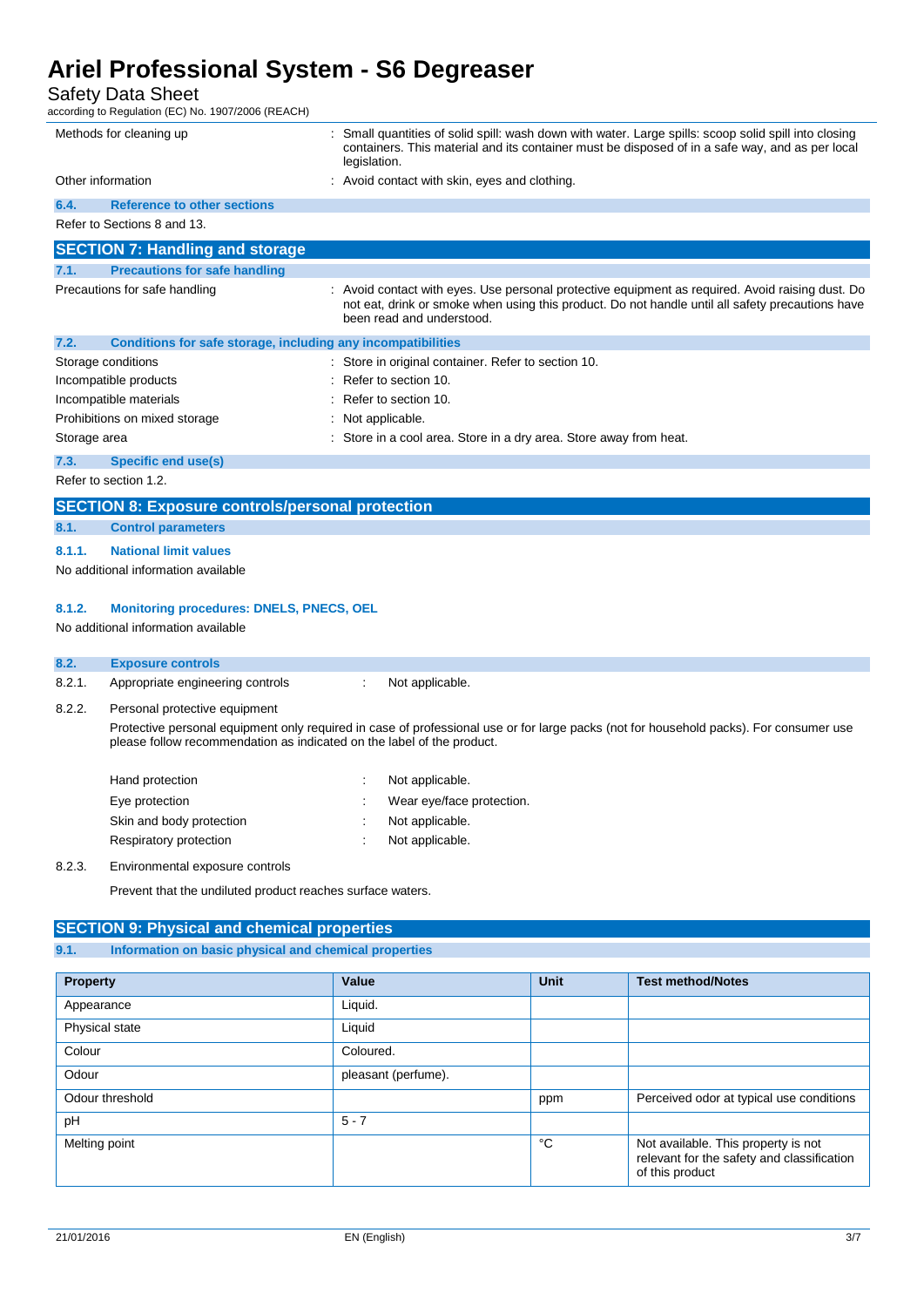| | |
|---|---|
| Methods for cleaning up | : Small quantities of solid spill: wash down with water. Large spills: scoop solid spill into closing containers. This material and its container must be disposed of in a safe way, and as per local legislation. |
| Other information | : Avoid contact with skin, eyes and clothing. |

### 6.4. Reference to other sections

Refer to Sections 8 and 13.

## SECTION 7: Handling and storage

### 7.1. Precautions for safe handling

| | |
|---|---|
| Precautions for safe handling | : Avoid contact with eyes. Use personal protective equipment as required. Avoid raising dust. Do not eat, drink or smoke when using this product. Do not handle until all safety precautions have been read and understood. |

### 7.2. Conditions for safe storage, including any incompatibilities

| | |
|---|---|
| Storage conditions | : Store in original container. Refer to section 10. |
| Incompatible products | : Refer to section 10. |
| Incompatible materials | : Refer to section 10. |
| Prohibitions on mixed storage | : Not applicable. |
| Storage area | : Store in a cool area. Store in a dry area. Store away from heat. |

### 7.3. Specific end use(s)

Refer to section 1.2.

## SECTION 8: Exposure controls/personal protection

### 8.1. Control parameters

#### 8.1.1. National limit values

No additional information available

#### 8.1.2. Monitoring procedures: DNELS, PNECS, OEL

No additional information available

### 8.2. Exposure controls

8.2.1. Appropriate engineering controls : Not applicable.

8.2.2. Personal protective equipment

Protective personal equipment only required in case of professional use or for large packs (not for household packs). For consumer use please follow recommendation as indicated on the label of the product.

| | |
|---|---|
| Hand protection | : Not applicable. |
| Eye protection | : Wear eye/face protection. |
| Skin and body protection | : Not applicable. |
| Respiratory protection | : Not applicable. |

8.2.3. Environmental exposure controls

Prevent that the undiluted product reaches surface waters.

## SECTION 9: Physical and chemical properties

### 9.1. Information on basic physical and chemical properties

| Property | Value | Unit | Test method/Notes |
|---|---|---|---|
| Appearance | Liquid. | | |
| Physical state | Liquid | | |
| Colour | Coloured. | | |
| Odour | pleasant (perfume). | | |
| Odour threshold | | ppm | Perceived odor at typical use conditions |
| pH | 5 - 7 | | |
| Melting point | | °C | Not available. This property is not relevant for the safety and classification of this product |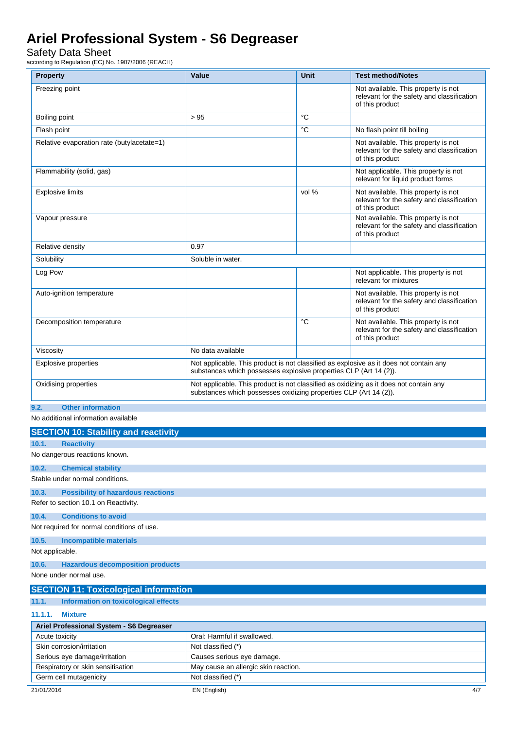| Property | Value | Unit | Test method/Notes |
| --- | --- | --- | --- |
| Freezing point | | | Not available. This property is not relevant for the safety and classification of this product |
| Boiling point | > 95 | °C | |
| Flash point | | °C | No flash point till boiling |
| Relative evaporation rate (butylacetate=1) | | | Not available. This property is not relevant for the safety and classification of this product |
| Flammability (solid, gas) | | | Not applicable. This property is not relevant for liquid product forms |
| Explosive limits | | vol % | Not available. This property is not relevant for the safety and classification of this product |
| Vapour pressure | | | Not available. This property is not relevant for the safety and classification of this product |
| Relative density | 0.97 | | |
| Solubility | Soluble in water. | | |
| Log Pow | | | Not applicable. This property is not relevant for mixtures |
| Auto-ignition temperature | | | Not available. This property is not relevant for the safety and classification of this product |
| Decomposition temperature | | °C | Not available. This property is not relevant for the safety and classification of this product |
| Viscosity | No data available | | |
| Explosive properties | Not applicable. This product is not classified as explosive as it does not contain any substances which possesses explosive properties CLP (Art 14 (2)). | | |
| Oxidising properties | Not applicable. This product is not classified as oxidizing as it does not contain any substances which possesses oxidizing properties CLP (Art 14 (2)). | | |

### 9.2. Other information

No additional information available

## SECTION 10: Stability and reactivity

### 10.1. Reactivity

No dangerous reactions known.

### 10.2. Chemical stability

Stable under normal conditions.

### 10.3. Possibility of hazardous reactions

Refer to section 10.1 on Reactivity.

### 10.4. Conditions to avoid

Not required for normal conditions of use.

### 10.5. Incompatible materials

Not applicable.

### 10.6. Hazardous decomposition products

None under normal use.

## SECTION 11: Toxicological information

### 11.1. Information on toxicological effects

#### 11.1.1. Mixture

| Ariel Professional System - S6 Degreaser | |
| --- | --- |
| Acute toxicity | Oral: Harmful if swallowed. |
| Skin corrosion/irritation | Not classified (*) |
| Serious eye damage/irritation | Causes serious eye damage. |
| Respiratory or skin sensitisation | May cause an allergic skin reaction. |
| Germ cell mutagenicity | Not classified (*) |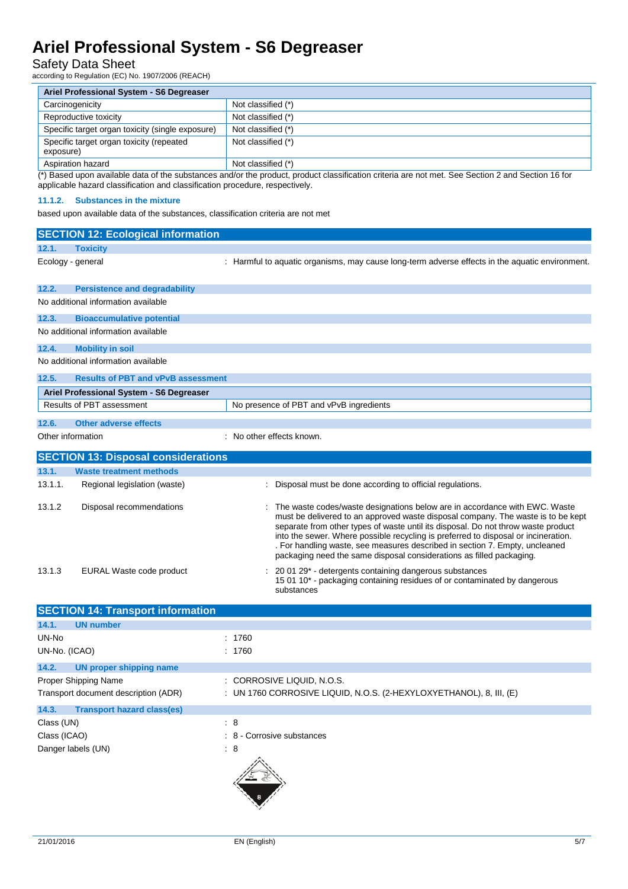| Ariel Professional System - S6 Degreaser | |
|---|---|
| Carcinogenicity | Not classified (*) |
| Reproductive toxicity | Not classified (*) |
| Specific target organ toxicity (single exposure) | Not classified (*) |
| Specific target organ toxicity (repeated exposure) | Not classified (*) |
| Aspiration hazard | Not classified (*) |

(*) Based upon available data of the substances and/or the product, product classification criteria are not met. See Section 2 and Section 16 for applicable hazard classification and classification procedure, respectively.

#### 11.1.2. Substances in the mixture

based upon available data of the substances, classification criteria are not met

## SECTION 12: Ecological information

### 12.1. Toxicity

Ecology - general : Harmful to aquatic organisms, may cause long-term adverse effects in the aquatic environment.

### 12.2. Persistence and degradability

No additional information available

### 12.3. Bioaccumulative potential

No additional information available

### 12.4. Mobility in soil

No additional information available

### 12.5. Results of PBT and vPvB assessment

| Ariel Professional System - S6 Degreaser | |
|---|---|
| Results of PBT assessment | No presence of PBT and vPvB ingredients |

### 12.6. Other adverse effects

Other information : No other effects known.

## SECTION 13: Disposal considerations

### 13.1. Waste treatment methods

13.1.1. Regional legislation (waste) : Disposal must be done according to official regulations.

13.1.2 Disposal recommendations : The waste codes/waste designations below are in accordance with EWC. Waste must be delivered to an approved waste disposal company. The waste is to be kept separate from other types of waste until its disposal. Do not throw waste product into the sewer. Where possible recycling is preferred to disposal or incineration. . For handling waste, see measures described in section 7. Empty, uncleaned packaging need the same disposal considerations as filled packaging.

13.1.3 EURAL Waste code product : 20 01 29* - detergents containing dangerous substances
15 01 10* - packaging containing residues of or contaminated by dangerous substances

## SECTION 14: Transport information

### 14.1. UN number

UN-No : 1760

UN-No. (ICAO) : 1760

### 14.2. UN proper shipping name

Proper Shipping Name : CORROSIVE LIQUID, N.O.S.

Transport document description (ADR) : UN 1760 CORROSIVE LIQUID, N.O.S. (2-HEXYLOXYETHANOL), 8, III, (E)

### 14.3. Transport hazard class(es)

Class (UN) : 8

Class (ICAO) : 8 - Corrosive substances

Danger labels (UN) : 8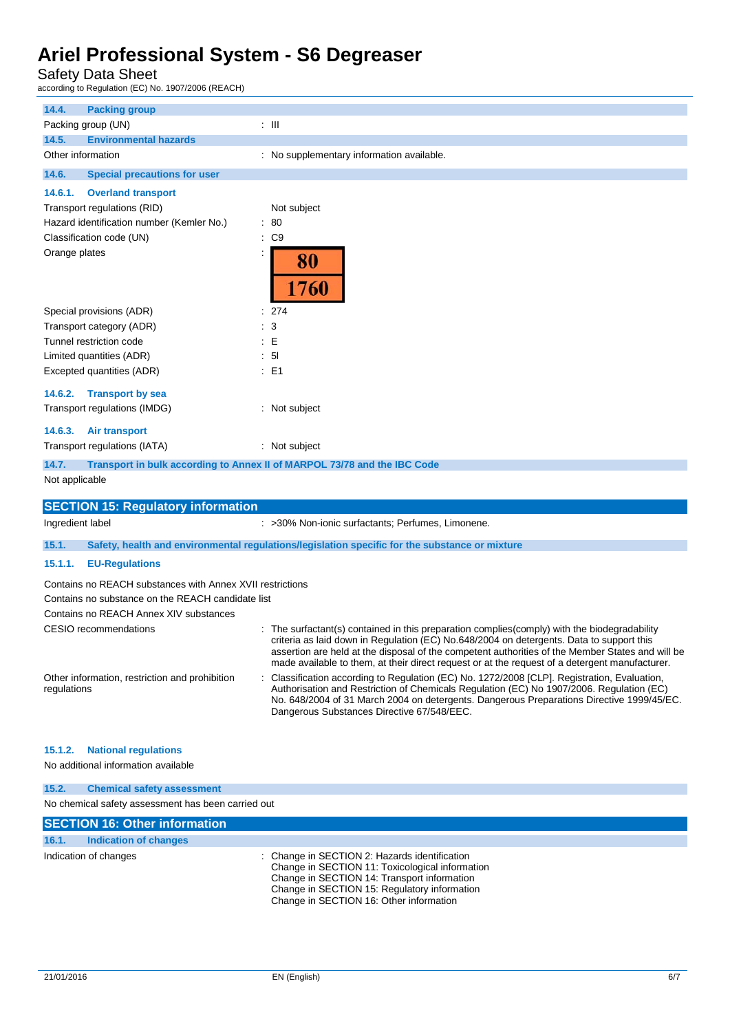### 14.4. Packing group

| | |
|---|---|
| Packing group (UN) | : III |

### 14.5. Environmental hazards

| | |
|---|---|
| Other information | : No supplementary information available. |

### 14.6. Special precautions for user

#### 14.6.1. Overland transport

| | |
|---|---|
| Transport regulations (RID) | Not subject |
| Hazard identification number (Kemler No.) | : 80 |
| Classification code (UN) | : C9 |
| Orange plates | : 80 / 1760 |
| Special provisions (ADR) | : 274 |
| Transport category (ADR) | : 3 |
| Tunnel restriction code | : E |
| Limited quantities (ADR) | : 5l |
| Excepted quantities (ADR) | : E1 |

#### 14.6.2. Transport by sea

| | |
|---|---|
| Transport regulations (IMDG) | : Not subject |

#### 14.6.3. Air transport

| | |
|---|---|
| Transport regulations (IATA) | : Not subject |

### 14.7. Transport in bulk according to Annex II of MARPOL 73/78 and the IBC Code

Not applicable

## SECTION 15: Regulatory information

| | |
|---|---|
| Ingredient label | : >30% Non-ionic surfactants; Perfumes, Limonene. |

### 15.1. Safety, health and environmental regulations/legislation specific for the substance or mixture

#### 15.1.1. EU-Regulations

Contains no REACH substances with Annex XVII restrictions

Contains no substance on the REACH candidate list

Contains no REACH Annex XIV substances

| | |
|---|---|
| CESIO recommendations | : The surfactant(s) contained in this preparation complies(comply) with the biodegradability criteria as laid down in Regulation (EC) No.648/2004 on detergents. Data to support this assertion are held at the disposal of the competent authorities of the Member States and will be made available to them, at their direct request or at the request of a detergent manufacturer. |
| Other information, restriction and prohibition regulations | : Classification according to Regulation (EC) No. 1272/2008 [CLP]. Registration, Evaluation, Authorisation and Restriction of Chemicals Regulation (EC) No 1907/2006. Regulation (EC) No. 648/2004 of 31 March 2004 on detergents. Dangerous Preparations Directive 1999/45/EC. Dangerous Substances Directive 67/548/EEC. |

#### 15.1.2. National regulations

No additional information available

### 15.2. Chemical safety assessment

No chemical safety assessment has been carried out

## SECTION 16: Other information

### 16.1. Indication of changes

| | |
|---|---|
| Indication of changes | : Change in SECTION 2: Hazards identification<br>Change in SECTION 11: Toxicological information<br>Change in SECTION 14: Transport information<br>Change in SECTION 15: Regulatory information<br>Change in SECTION 16: Other information |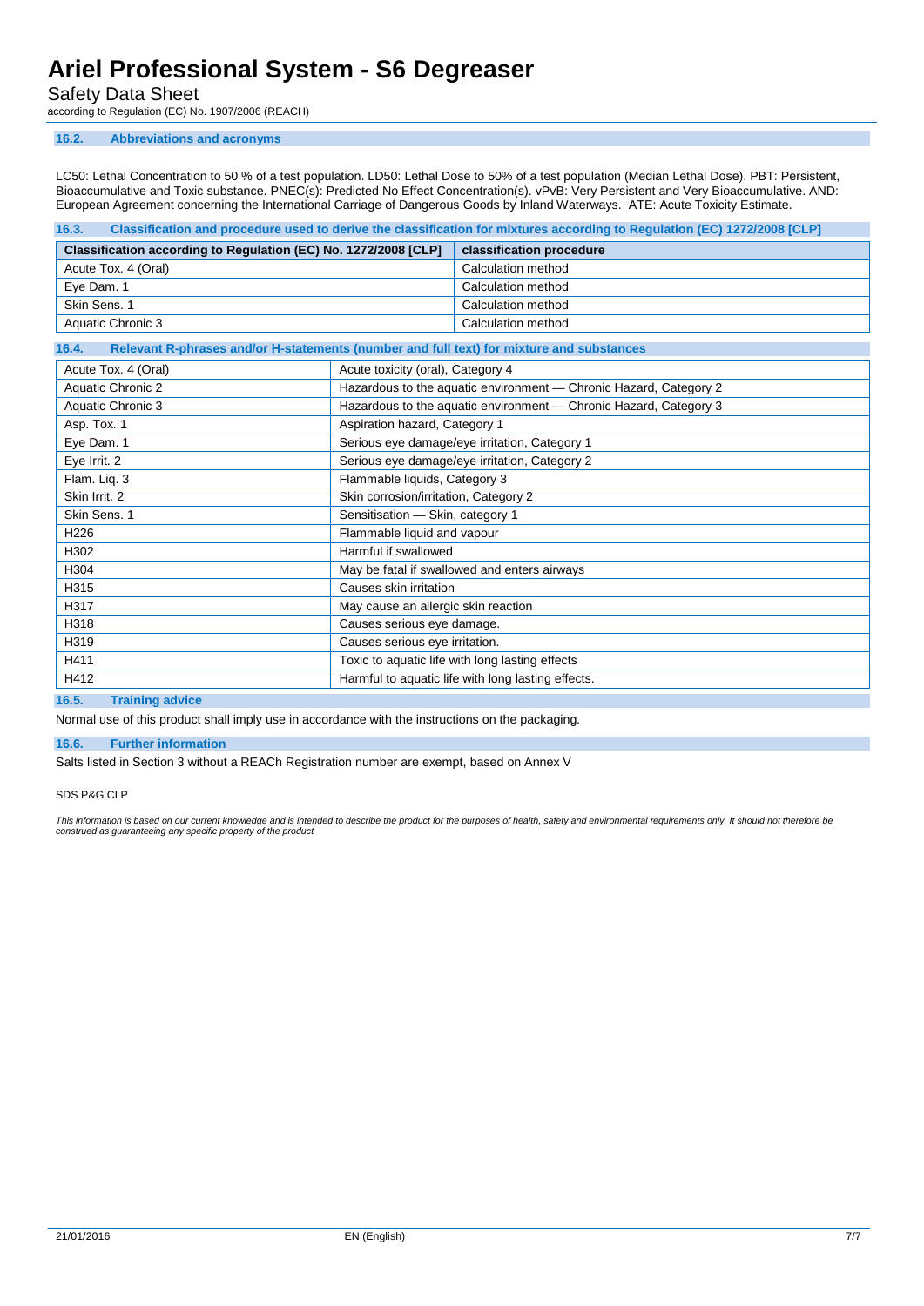### 16.2. Abbreviations and acronyms

LC50: Lethal Concentration to 50 % of a test population. LD50: Lethal Dose to 50% of a test population (Median Lethal Dose). PBT: Persistent, Bioaccumulative and Toxic substance. PNEC(s): Predicted No Effect Concentration(s). vPvB: Very Persistent and Very Bioaccumulative. AND: European Agreement concerning the International Carriage of Dangerous Goods by Inland Waterways. ATE: Acute Toxicity Estimate.

### 16.3. Classification and procedure used to derive the classification for mixtures according to Regulation (EC) 1272/2008 [CLP]

| Classification according to Regulation (EC) No. 1272/2008 [CLP] | classification procedure |
|---|---|
| Acute Tox. 4 (Oral) | Calculation method |
| Eye Dam. 1 | Calculation method |
| Skin Sens. 1 | Calculation method |
| Aquatic Chronic 3 | Calculation method |

### 16.4. Relevant R-phrases and/or H-statements (number and full text) for mixture and substances

| | |
|---|---|
| Acute Tox. 4 (Oral) | Acute toxicity (oral), Category 4 |
| Aquatic Chronic 2 | Hazardous to the aquatic environment — Chronic Hazard, Category 2 |
| Aquatic Chronic 3 | Hazardous to the aquatic environment — Chronic Hazard, Category 3 |
| Asp. Tox. 1 | Aspiration hazard, Category 1 |
| Eye Dam. 1 | Serious eye damage/eye irritation, Category 1 |
| Eye Irrit. 2 | Serious eye damage/eye irritation, Category 2 |
| Flam. Liq. 3 | Flammable liquids, Category 3 |
| Skin Irrit. 2 | Skin corrosion/irritation, Category 2 |
| Skin Sens. 1 | Sensitisation — Skin, category 1 |
| H226 | Flammable liquid and vapour |
| H302 | Harmful if swallowed |
| H304 | May be fatal if swallowed and enters airways |
| H315 | Causes skin irritation |
| H317 | May cause an allergic skin reaction |
| H318 | Causes serious eye damage. |
| H319 | Causes serious eye irritation. |
| H411 | Toxic to aquatic life with long lasting effects |
| H412 | Harmful to aquatic life with long lasting effects. |

### 16.5. Training advice

Normal use of this product shall imply use in accordance with the instructions on the packaging.

### 16.6. Further information

Salts listed in Section 3 without a REACh Registration number are exempt, based on Annex V

SDS P&G CLP

*This information is based on our current knowledge and is intended to describe the product for the purposes of health, safety and environmental requirements only. It should not therefore be construed as guaranteeing any specific property of the product*